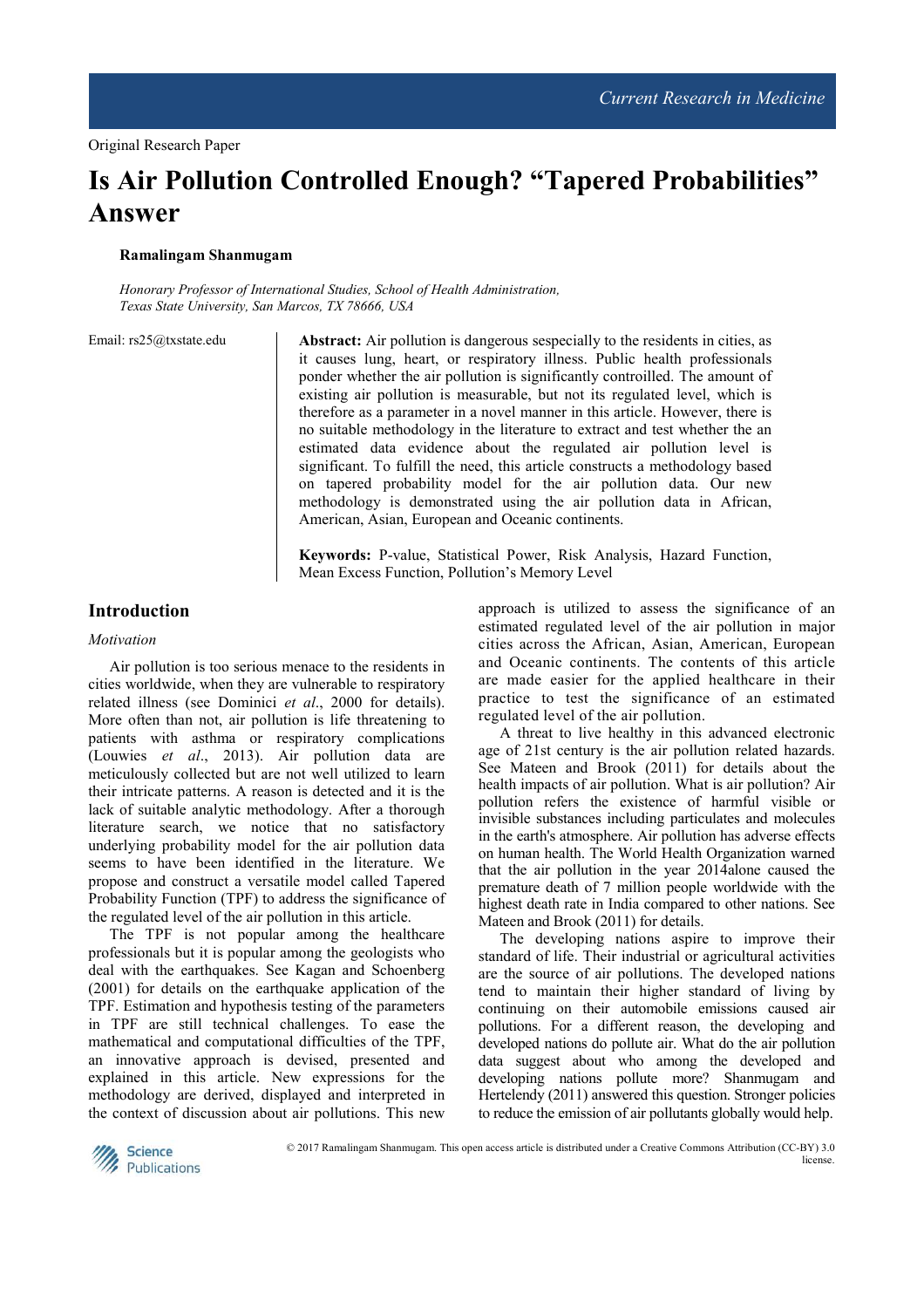Original Research Paper

# Is Air Pollution Controlled Enough? "Tapered Probabilities" Answer

**Ramalingam Shanmugam**

*Honorary Professor of International Studies, School of Health Administration, Texas State University, San Marcos, TX 78666, USA*

Email: rs25@txstate.edu

**Abstract:** Air pollution is dangerous sespecially to the residents in cities, as it causes lung, heart, or respiratory illness. Public health professionals ponder whether the air pollution is significantly controilled. The amount of existing air pollution is measurable, but not its regulated level, which is therefore as a parameter in a novel manner in this article. However, there is no suitable methodology in the literature to extract and test whether the an estimated data evidence about the regulated air pollution level is significant. To fulfill the need, this article constructs a methodology based on tapered probability model for the air pollution data. Our new methodology is demonstrated using the air pollution data in African, American, Asian, European and Oceanic continents.

**Keywords:** P-value, Statistical Power, Risk Analysis, Hazard Function, Mean Excess Function, Pollution's Memory Level

## Introduction

### *Motivation*

Air pollution is too serious menace to the residents in cities worldwide, when they are vulnerable to respiratory related illness (see Dominici *et al*., 2000 for details). More often than not, air pollution is life threatening to patients with asthma or respiratory complications (Louwies *et al*., 2013). Air pollution data are meticulously collected but are not well utilized to learn their intricate patterns. A reason is detected and it is the lack of suitable analytic methodology. After a thorough literature search, we notice that no satisfactory underlying probability model for the air pollution data seems to have been identified in the literature. We propose and construct a versatile model called Tapered Probability Function (TPF) to address the significance of the regulated level of the air pollution in this article.

The TPF is not popular among the healthcare professionals but it is popular among the geologists who deal with the earthquakes. See Kagan and Schoenberg (2001) for details on the earthquake application of the TPF. Estimation and hypothesis testing of the parameters in TPF are still technical challenges. To ease the mathematical and computational difficulties of the TPF, an innovative approach is devised, presented and explained in this article. New expressions for the methodology are derived, displayed and interpreted in the context of discussion about air pollutions. This new approach is utilized to assess the significance of an estimated regulated level of the air pollution in major cities across the African, Asian, American, European and Oceanic continents. The contents of this article are made easier for the applied healthcare in their practice to test the significance of an estimated regulated level of the air pollution.

A threat to live healthy in this advanced electronic age of 21st century is the air pollution related hazards. See Mateen and Brook (2011) for details about the health impacts of air pollution. What is air pollution? Air pollution refers the existence of harmful visible or invisible substances including particulates and molecules in the earth's atmosphere. Air pollution has adverse effects on human health. The World Health Organization warned that the air pollution in the year 2014alone caused the premature death of 7 million people worldwide with the highest death rate in India compared to other nations. See Mateen and Brook (2011) for details.

The developing nations aspire to improve their standard of life. Their industrial or agricultural activities are the source of air pollutions. The developed nations tend to maintain their higher standard of living by continuing on their automobile emissions caused air pollutions. For a different reason, the developing and developed nations do pollute air. What do the air pollution data suggest about who among the developed and developing nations pollute more? Shanmugam and Hertelendy (2011) answered this question. Stronger policies to reduce the emission of air pollutants globally would help.

© 2017 Ramalingam Shanmugam. This open access article is distributed under a Creative Commons Attribution (CC-BY) 3.0 license.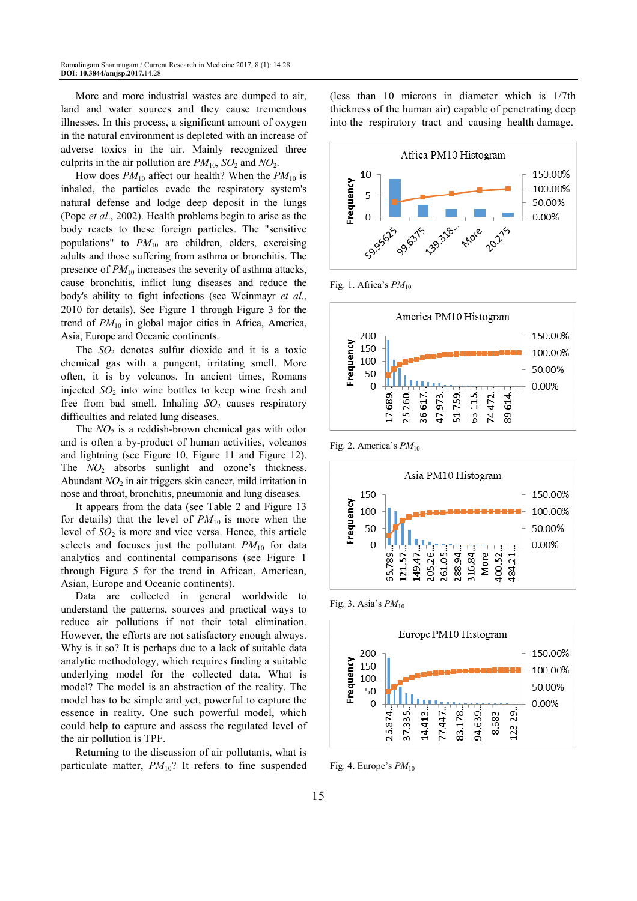More and more industrial wastes are dumped to air, land and water sources and they cause tremendous illnesses. In this process, a significant amount of oxygen in the natural environment is depleted with an increase of adverse toxics in the air. Mainly recognized three culprits in the air pollution are $PM_{10}$, $SO_2$ and $NO_2$.

How does $PM_{10}$ affect our health? When the $PM_{10}$ is inhaled, the particles evade the respiratory system's natural defense and lodge deep deposit in the lungs (Pope *et al*., 2002). Health problems begin to arise as the body reacts to these foreign particles. The "sensitive populations" to $PM_{10}$ are children, elders, exercising adults and those suffering from asthma or bronchitis. The presence of $PM_{10}$ increases the severity of asthma attacks, cause bronchitis, inflict lung diseases and reduce the body's ability to fight infections (see Weinmayr *et al*., 2010 for details). See Figure 1 through Figure 3 for the trend of $PM_{10}$ in global major cities in Africa, America, Asia, Europe and Oceanic continents.

The $SO_2$ denotes sulfur dioxide and it is a toxic chemical gas with a pungent, irritating smell. More often, it is by volcanos. In ancient times, Romans injected $SO_2$ into wine bottles to keep wine fresh and free from bad smell. Inhaling $SO_2$ causes respiratory difficulties and related lung diseases.

The $NO_2$ is a reddish-brown chemical gas with odor and is often a by-product of human activities, volcanos and lightning (see Figure 10, Figure 11 and Figure 12). The $NO_2$ absorbs sunlight and ozone's thickness. Abundant $NO_2$ in air triggers skin cancer, mild irritation in nose and throat, bronchitis, pneumonia and lung diseases.

It appears from the data (see Table 2 and Figure 13 for details) that the level of $PM_{10}$ is more when the level of $SO_2$ is more and vice versa. Hence, this article selects and focuses just the pollutant $PM_{10}$ for data analytics and continental comparisons (see Figure 1 through Figure 5 for the trend in African, American, Asian, Europe and Oceanic continents).

Data are collected in general worldwide to understand the patterns, sources and practical ways to reduce air pollutions if not their total elimination. However, the efforts are not satisfactory enough always. Why is it so? It is perhaps due to a lack of suitable data analytic methodology, which requires finding a suitable underlying model for the collected data. What is model? The model is an abstraction of the reality. The model has to be simple and yet, powerful to capture the essence in reality. One such powerful model, which could help to capture and assess the regulated level of the air pollution is TPF.

Returning to the discussion of air pollutants, what is particulate matter, $PM_{10}$? It refers to fine suspended (less than 10 microns in diameter which is 1/7th thickness of the human air) capable of penetrating deep into the respiratory tract and causing health damage.

Fig. 1. Africa's $PM_{10}$

Fig. 2. America's $PM_{10}$

Fig. 3. Asia's $PM_{10}$

Fig. 4. Europe's $PM_{10}$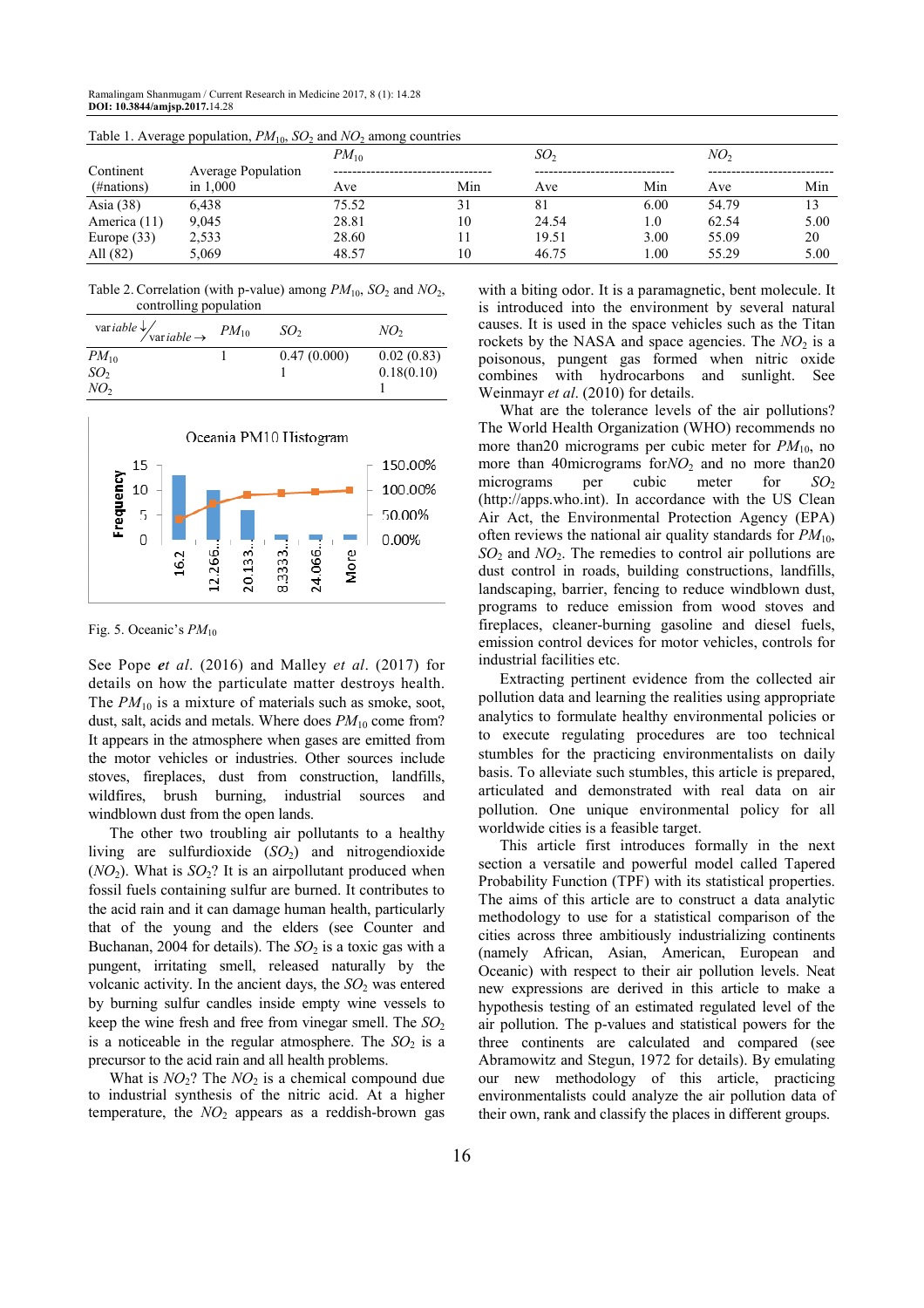Table 1. Average population, $PM_{10}$, $SO_2$ and $NO_2$ among countries

| Continent (#nations) | Average Population in 1,000 | $PM_{10}$ Ave | $PM_{10}$ Min | $SO_2$ Ave | $SO_2$ Min | $NO_2$ Ave | $NO_2$ Min |
|---|---|---|---|---|---|---|---|
| Asia (38) | 6,438 | 75.52 | 31 | 81 | 6.00 | 54.79 | 13 |
| America (11) | 9,045 | 28.81 | 10 | 24.54 | 1.0 | 62.54 | 5.00 |
| Europe (33) | 2,533 | 28.60 | 11 | 19.51 | 3.00 | 55.09 | 20 |
| All (82) | 5,069 | 48.57 | 10 | 46.75 | 1.00 | 55.29 | 5.00 |

Table 2. Correlation (with p-value) among $PM_{10}$, $SO_2$ and $NO_2$, controlling population

| variable↓ / variable→ | $PM_{10}$ | $SO_2$ | $NO_2$ |
|---|---|---|---|
| $PM_{10}$ | 1 | 0.47 (0.000) | 0.02 (0.83) |
| $SO_2$ | | 1 | 0.18(0.10) |
| $NO_2$ | | | 1 |

Fig. 5. Oceanic's $PM_{10}$

See Pope *et al*. (2016) and Malley *et al*. (2017) for details on how the particulate matter destroys health. The $PM_{10}$ is a mixture of materials such as smoke, soot, dust, salt, acids and metals. Where does $PM_{10}$ come from? It appears in the atmosphere when gases are emitted from the motor vehicles or industries. Other sources include stoves, fireplaces, dust from construction, landfills, wildfires, brush burning, industrial sources and windblown dust from the open lands.

The other two troubling air pollutants to a healthy living are sulfurdioxide ($SO_2$) and nitrogendioxide ($NO_2$). What is $SO_2$? It is an airpollutant produced when fossil fuels containing sulfur are burned. It contributes to the acid rain and it can damage human health, particularly that of the young and the elders (see Counter and Buchanan, 2004 for details). The $SO_2$ is a toxic gas with a pungent, irritating smell, released naturally by the volcanic activity. In the ancient days, the $SO_2$ was entered by burning sulfur candles inside empty wine vessels to keep the wine fresh and free from vinegar smell. The $SO_2$ is a noticeable in the regular atmosphere. The $SO_2$ is a precursor to the acid rain and all health problems.

What is $NO_2$? The $NO_2$ is a chemical compound due to industrial synthesis of the nitric acid. At a higher temperature, the $NO_2$ appears as a reddish-brown gas with a biting odor. It is a paramagnetic, bent molecule. It is introduced into the environment by several natural causes. It is used in the space vehicles such as the Titan rockets by the NASA and space agencies. The $NO_2$ is a poisonous, pungent gas formed when nitric oxide combines with hydrocarbons and sunlight. See Weinmayr *et al*. (2010) for details.

What are the tolerance levels of the air pollutions? The World Health Organization (WHO) recommends no more than20 micrograms per cubic meter for $PM_{10}$, no more than 40micrograms for$NO_2$ and no more than20 micrograms per cubic meter for $SO_2$ (http://apps.who.int). In accordance with the US Clean Air Act, the Environmental Protection Agency (EPA) often reviews the national air quality standards for $PM_{10}$, $SO_2$ and $NO_2$. The remedies to control air pollutions are dust control in roads, building constructions, landfills, landscaping, barrier, fencing to reduce windblown dust, programs to reduce emission from wood stoves and fireplaces, cleaner-burning gasoline and diesel fuels, emission control devices for motor vehicles, controls for industrial facilities etc.

Extracting pertinent evidence from the collected air pollution data and learning the realities using appropriate analytics to formulate healthy environmental policies or to execute regulating procedures are too technical stumbles for the practicing environmentalists on daily basis. To alleviate such stumbles, this article is prepared, articulated and demonstrated with real data on air pollution. One unique environmental policy for all worldwide cities is a feasible target.

This article first introduces formally in the next section a versatile and powerful model called Tapered Probability Function (TPF) with its statistical properties. The aims of this article are to construct a data analytic methodology to use for a statistical comparison of the cities across three ambitiously industrializing continents (namely African, Asian, American, European and Oceanic) with respect to their air pollution levels. Neat new expressions are derived in this article to make a hypothesis testing of an estimated regulated level of the air pollution. The p-values and statistical powers for the three continents are calculated and compared (see Abramowitz and Stegun, 1972 for details). By emulating our new methodology of this article, practicing environmentalists could analyze the air pollution data of their own, rank and classify the places in different groups.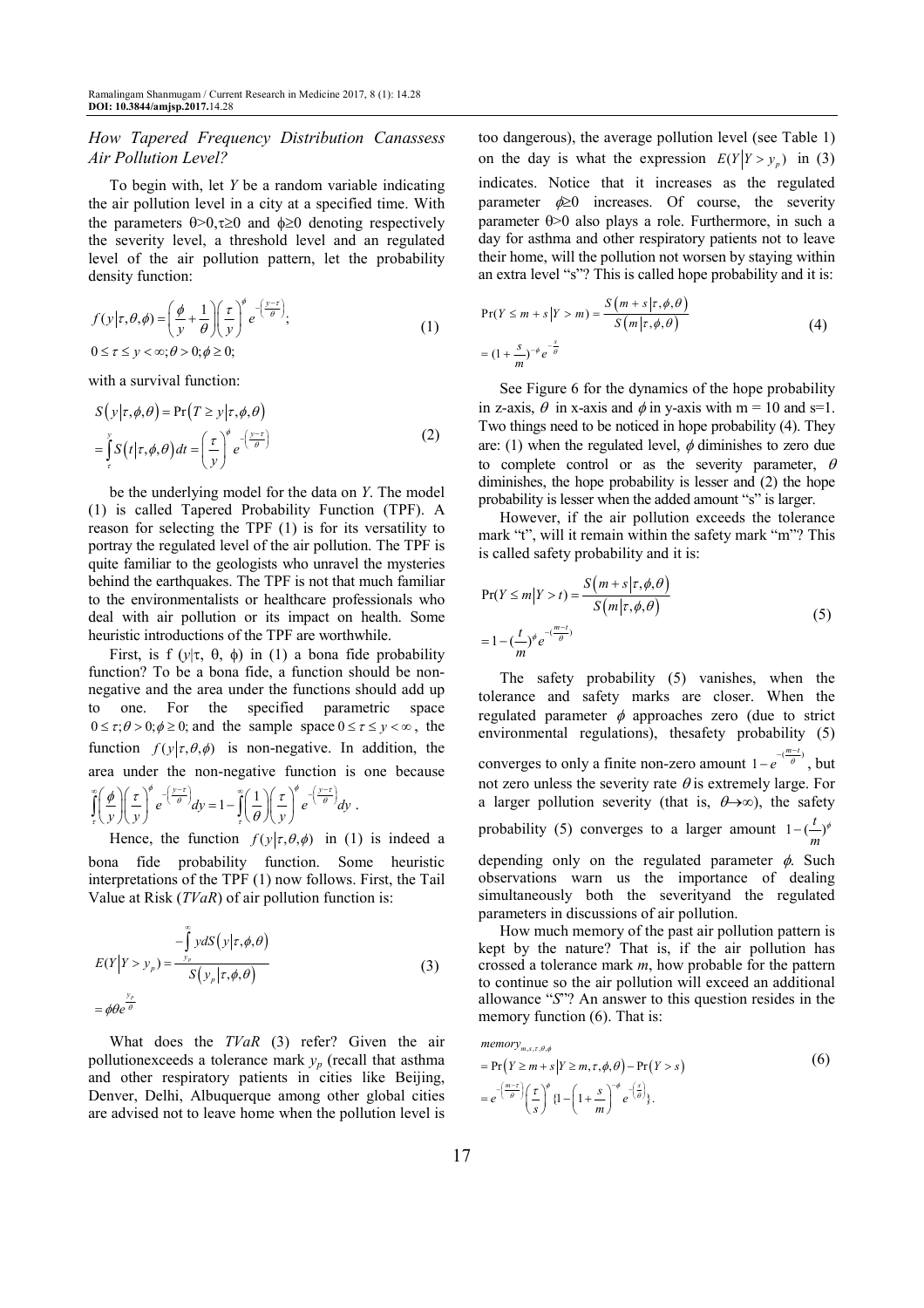### How Tapered Frequency Distribution Canassess Air Pollution Level?

To begin with, let $Y$ be a random variable indicating the air pollution level in a city at a specified time. With the parameters $\theta>0, \tau\geq 0$ and $\phi\geq 0$ denoting respectively the severity level, a threshold level and an regulated level of the air pollution pattern, let the probability density function:

$$f(y|\tau,\theta,\phi)=\left(\frac{\phi}{y}+\frac{1}{\theta}\right)\left(\frac{\tau}{y}\right)^{\phi}e^{-\left(\frac{y-\tau}{\theta}\right)}; \quad 0\leq\tau\leq y<\infty; \theta>0; \phi\geq 0; \tag{1}$$

with a survival function:

$$S(y|\tau,\phi,\theta)=\Pr(T\geq y|\tau,\phi,\theta)=\int_{\tau}^{y}S(t|\tau,\phi,\theta)dt=\left(\frac{\tau}{y}\right)^{\phi}e^{-\left(\frac{y-\tau}{\theta}\right)} \tag{2}$$

be the underlying model for the data on $Y$. The model (1) is called Tapered Probability Function (TPF). A reason for selecting the TPF (1) is for its versatility to portray the regulated level of the air pollution. The TPF is quite familiar to the geologists who unravel the mysteries behind the earthquakes. The TPF is not that much familiar to the environmentalists or healthcare professionals who deal with air pollution or its impact on health. Some heuristic introductions of the TPF are worthwhile.

First, is $f(y|\tau,\theta,\phi)$ in (1) a bona fide probability function? To be a bona fide, a function should be non-negative and the area under the functions should add up to one. For the specified parametric space $0\leq\tau;\theta>0;\phi\geq 0;$ and the sample space $0\leq\tau\leq y<\infty$, the function $f(y|\tau,\theta,\phi)$ is non-negative. In addition, the area under the non-negative function is one because $\int_{\tau}^{\infty}\left(\frac{\phi}{y}\right)\left(\frac{\tau}{y}\right)^{\phi}e^{-\left(\frac{y-\tau}{\theta}\right)}dy=1-\int_{\tau}^{\infty}\left(\frac{1}{\theta}\right)\left(\frac{\tau}{y}\right)^{\phi}e^{-\left(\frac{y-\tau}{\theta}\right)}dy$.

Hence, the function $f(y|\tau,\theta,\phi)$ in (1) is indeed a bona fide probability function. Some heuristic interpretations of the TPF (1) now follows. First, the Tail Value at Risk (*TVaR*) of air pollution function is:

$$E(Y|Y>y_p)=\frac{-\int_{y_p}^{\infty}y\,dS(y|\tau,\phi,\theta)}{S(y_p|\tau,\phi,\theta)}=\phi\theta e^{\frac{y_p}{\theta}} \tag{3}$$

What does the *TVaR* (3) refer? Given the air pollutionexceeds a tolerance mark $y_p$ (recall that asthma and other respiratory patients in cities like Beijing, Denver, Delhi, Albuquerque among other global cities are advised not to leave home when the pollution level is too dangerous), the average pollution level (see Table 1) on the day is what the expression $E(Y|Y>y_p)$ in (3) indicates. Notice that it increases as the regulated parameter $\phi\geq 0$ increases. Of course, the severity parameter $\theta>0$ also plays a role. Furthermore, in such a day for asthma and other respiratory patients not to leave their home, will the pollution not worsen by staying within an extra level "s"? This is called hope probability and it is:

$$\Pr(Y\leq m+s|Y>m)=\frac{S(m+s|\tau,\phi,\theta)}{S(m|\tau,\phi,\theta)}=(1+\frac{s}{m})^{-\phi}e^{-\frac{s}{\theta}} \tag{4}$$

See Figure 6 for the dynamics of the hope probability in z-axis, $\theta$ in x-axis and $\phi$ in y-axis with m = 10 and s=1. Two things need to be noticed in hope probability (4). They are: (1) when the regulated level, $\phi$ diminishes to zero due to complete control or as the severity parameter, $\theta$ diminishes, the hope probability is lesser and (2) the hope probability is lesser when the added amount "s" is larger.

However, if the air pollution exceeds the tolerance mark "t", will it remain within the safety mark "m"? This is called safety probability and it is:

$$\Pr(Y\leq m|Y>t)=\frac{S(m+s|\tau,\phi,\theta)}{S(m|\tau,\phi,\theta)}=1-(\frac{t}{m})^{\phi}e^{-(\frac{m-t}{\theta})} \tag{5}$$

The safety probability (5) vanishes, when the tolerance and safety marks are closer. When the regulated parameter $\phi$ approaches zero (due to strict environmental regulations), thesafety probability (5) converges to only a finite non-zero amount $1-e^{-(\frac{m-t}{\theta})}$, but not zero unless the severity rate $\theta$ is extremely large. For a larger pollution severity (that is, $\theta\to\infty$), the safety probability (5) converges to a larger amount $1-(\frac{t}{m})^{\phi}$ depending only on the regulated parameter $\phi$. Such observations warn us the importance of dealing simultaneously both the severityand the regulated parameters in discussions of air pollution.

How much memory of the past air pollution pattern is kept by the nature? That is, if the air pollution has crossed a tolerance mark $m$, how probable for the pattern to continue so the air pollution will exceed an additional allowance "$S$"? An answer to this question resides in the memory function (6). That is:

$$memory_{m,s,\tau,\theta,\phi}=\Pr(Y\geq m+s|Y\geq m,\tau,\phi,\theta)-\Pr(Y>s)=e^{-\left(\frac{m-\tau}{\theta}\right)}\left(\frac{\tau}{s}\right)^{\phi}\{1-\left(1+\frac{s}{m}\right)^{-\phi}e^{-\left(\frac{s}{\theta}\right)}\}. \tag{6}$$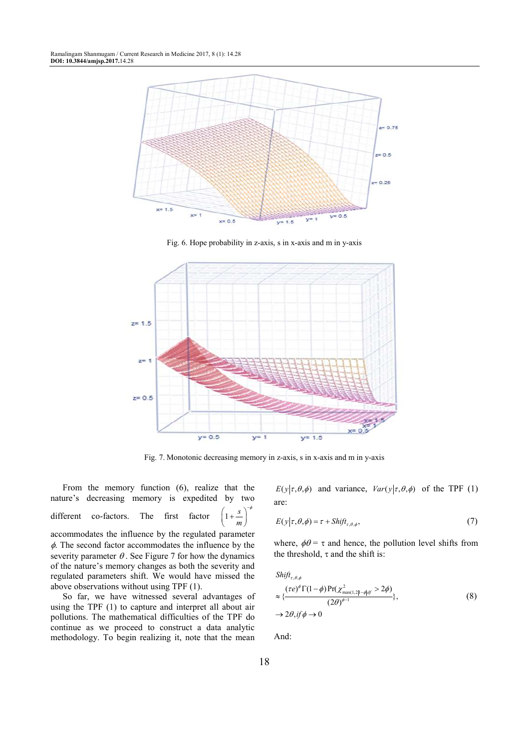Fig. 6. Hope probability in z-axis, s in x-axis and m in y-axis

Fig. 7. Monotonic decreasing memory in z-axis, s in x-axis and m in y-axis

From the memory function (6), realize that the nature's decreasing memory is expedited by two different co-factors. The first factor $\left(1+\frac{s}{m}\right)^{-\phi}$ accommodates the influence by the regulated parameter $\phi$. The second factor accommodates the influence by the severity parameter $\theta$. See Figure 7 for how the dynamics of the nature's memory changes as both the severity and regulated parameters shift. We would have missed the above observations without using TPF (1).

So far, we have witnessed several advantages of using the TPF (1) to capture and interpret all about air pollutions. The mathematical difficulties of the TPF do continue as we proceed to construct a data analytic methodology. To begin realizing it, note that the mean $E(y|\tau,\theta,\phi)$ and variance, $Var(y|\tau,\theta,\phi)$ of the TPF (1) are:

$$E(y|\tau,\theta,\phi) = \tau + Shift_{\tau,\theta,\phi}, \tag{7}$$

where, $\phi\theta = \tau$ and hence, the pollution level shifts from the threshold, $\tau$ and the shift is:

$$\begin{aligned} &Shift_{\tau,\theta,\phi} \\ &\approx \left\{\frac{(\tau e)^{\phi}\Gamma(1-\phi)\Pr(\chi^2_{\max(1,2|1-\phi|df} > 2\phi)}{(2\theta)^{\phi-1}}\right\}, \\ &\to 2\theta, if\, \phi \to 0 \end{aligned} \tag{8}$$

And: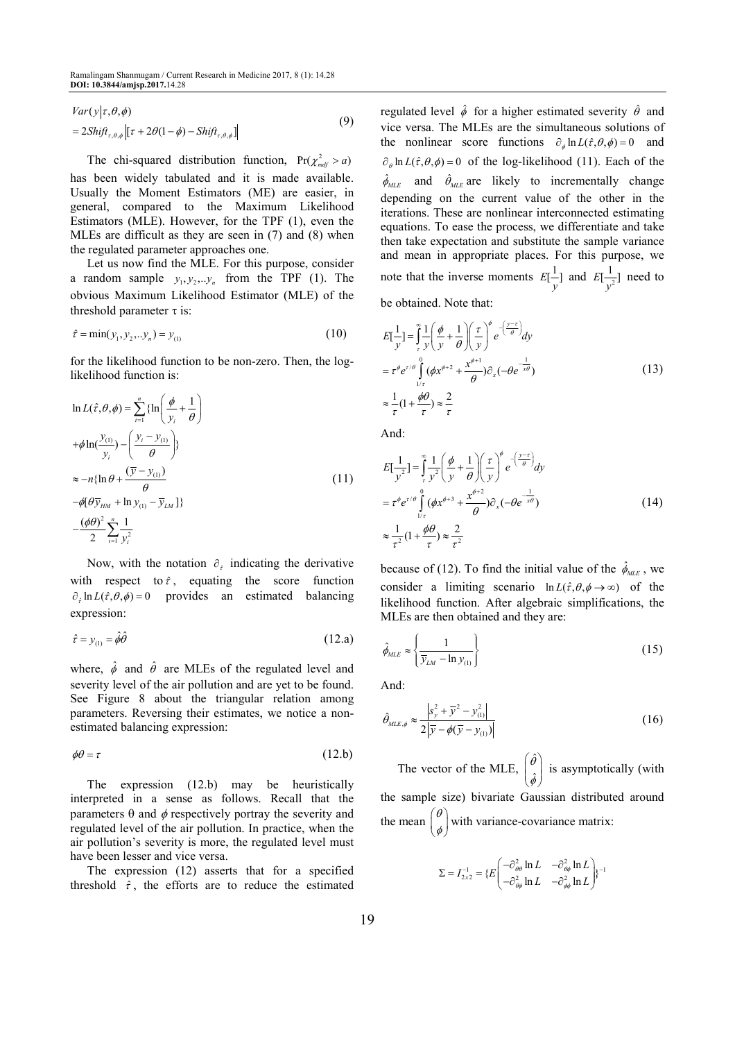$$Var(y|\tau,\theta,\phi)$$
$$= 2Shift_{\tau,\theta,\phi}\left|[\tau + 2\theta(1-\phi) - Shift_{\tau,\theta,\phi}]\right| \tag{9}$$

The chi-squared distribution function, $\Pr(\chi^2_{mdf} > a)$ has been widely tabulated and it is made available. Usually the Moment Estimators (ME) are easier, in general, compared to the Maximum Likelihood Estimators (MLE). However, for the TPF (1), even the MLEs are difficult as they are seen in (7) and (8) when the regulated parameter approaches one.

Let us now find the MLE. For this purpose, consider a random sample $y_1, y_2, .. y_n$ from the TPF (1). The obvious Maximum Likelihood Estimator (MLE) of the threshold parameter τ is:

$$\hat{\tau} = \min(y_1, y_2, .. y_n) = y_{(1)} \tag{10}$$

for the likelihood function to be non-zero. Then, the log-likelihood function is:

$$\ln L(\hat{\tau},\theta,\phi) = \sum_{i=1}^{n}\{\ln\left(\frac{\phi}{y_i}+\frac{1}{\theta}\right)$$
$$+\phi\ln(\frac{y_{(1)}}{y_i}) - \left(\frac{y_i - y_{(1)}}{\theta}\right)\}$$
$$\approx -n\{\ln\theta + \frac{(\overline{y} - y_{(1)})}{\theta}$$
$$-\phi[\theta\overline{y}_{HM} + \ln y_{(1)} - \overline{y}_{LM}]\}$$
$$-\frac{(\phi\theta)^2}{2}\sum_{i=1}^{n}\frac{1}{y_i^2} \tag{11}$$

Now, with the notation $\partial_{\hat{\tau}}$ indicating the derivative with respect to $\hat{\tau}$, equating the score function $\partial_{\hat{\tau}} \ln L(\hat{\tau},\theta,\phi) = 0$ provides an estimated balancing expression:

$$\hat{\tau} = y_{(1)} = \hat{\phi}\hat{\theta} \tag{12.a}$$

where, $\hat{\phi}$ and $\hat{\theta}$ are MLEs of the regulated level and severity level of the air pollution and are yet to be found. See Figure 8 about the triangular relation among parameters. Reversing their estimates, we notice a non-estimated balancing expression:

$$\phi\theta = \tau \tag{12.b}$$

The expression (12.b) may be heuristically interpreted in a sense as follows. Recall that the parameters θ and $\phi$ respectively portray the severity and regulated level of the air pollution. In practice, when the air pollution's severity is more, the regulated level must have been lesser and vice versa.

The expression (12) asserts that for a specified threshold $\hat{\tau}$, the efforts are to reduce the estimated regulated level $\hat{\phi}$ for a higher estimated severity $\hat{\theta}$ and vice versa. The MLEs are the simultaneous solutions of the nonlinear score functions $\partial_{\phi} \ln L(\hat{\tau},\theta,\phi) = 0$ and $\partial_{\theta} \ln L(\hat{\tau},\theta,\phi) = 0$ of the log-likelihood (11). Each of the $\hat{\phi}_{MLE}$ and $\hat{\theta}_{MLE}$ are likely to incrementally change depending on the current value of the other in the iterations. These are nonlinear interconnected estimating equations. To ease the process, we differentiate and take then take expectation and substitute the sample variance and mean in appropriate places. For this purpose, we note that the inverse moments $E[\frac{1}{y}]$ and $E[\frac{1}{y^2}]$ need to be obtained. Note that:

$$E[\frac{1}{y}] = \int_{\tau}^{\infty}\frac{1}{y}\left(\frac{\phi}{y}+\frac{1}{\theta}\right)\left(\frac{\tau}{y}\right)^{\phi}e^{-\left(\frac{y-\tau}{\theta}\right)}dy$$
$$= \tau^{\phi}e^{\tau/\theta}\int_{1/\tau}^{0}(\phi x^{\phi+2} + \frac{x^{\phi+1}}{\theta})\partial_x(-\theta e^{-\frac{1}{x\theta}})$$
$$\approx \frac{1}{\tau}(1+\frac{\phi\theta}{\tau}) \approx \frac{2}{\tau} \tag{13}$$

And:

$$E[\frac{1}{y^2}] = \int_{\tau}^{\infty}\frac{1}{y^2}\left(\frac{\phi}{y}+\frac{1}{\theta}\right)\left(\frac{\tau}{y}\right)^{\phi}e^{-\left(\frac{y-\tau}{\theta}\right)}dy$$
$$= \tau^{\phi}e^{\tau/\theta}\int_{1/\tau}^{0}(\phi x^{\phi+3} + \frac{x^{\phi+2}}{\theta})\partial_x(-\theta e^{-\frac{1}{x\theta}})$$
$$\approx \frac{1}{\tau^2}(1+\frac{\phi\theta}{\tau}) \approx \frac{2}{\tau^2} \tag{14}$$

because of (12). To find the initial value of the $\hat{\phi}_{MLE}$, we consider a limiting scenario $\ln L(\hat{\tau},\theta,\phi \to \infty)$ of the likelihood function. After algebraic simplifications, the MLEs are then obtained and they are:

$$\hat{\phi}_{MLE} \approx \left\{\frac{1}{\overline{y}_{LM} - \ln y_{(1)}}\right\} \tag{15}$$

And:

$$\hat{\theta}_{MLE,\phi} \approx \frac{\left|s_y^2 + \overline{y}^2 - y_{(1)}^2\right|}{2\left|\overline{y} - \phi(\overline{y} - y_{(1)})\right|} \tag{16}$$

The vector of the MLE, $\begin{pmatrix}\hat{\theta}\\ \hat{\phi}\end{pmatrix}$ is asymptotically (with the sample size) bivariate Gaussian distributed around the mean $\begin{pmatrix}\theta\\ \phi\end{pmatrix}$ with variance-covariance matrix:

$$\Sigma = I_{2x2}^{-1} = \{E\begin{pmatrix}-\partial^2_{\theta\theta}\ln L & -\partial^2_{\theta\phi}\ln L\\ -\partial^2_{\theta\phi}\ln L & -\partial^2_{\phi\phi}\ln L\end{pmatrix}\}^{-1}$$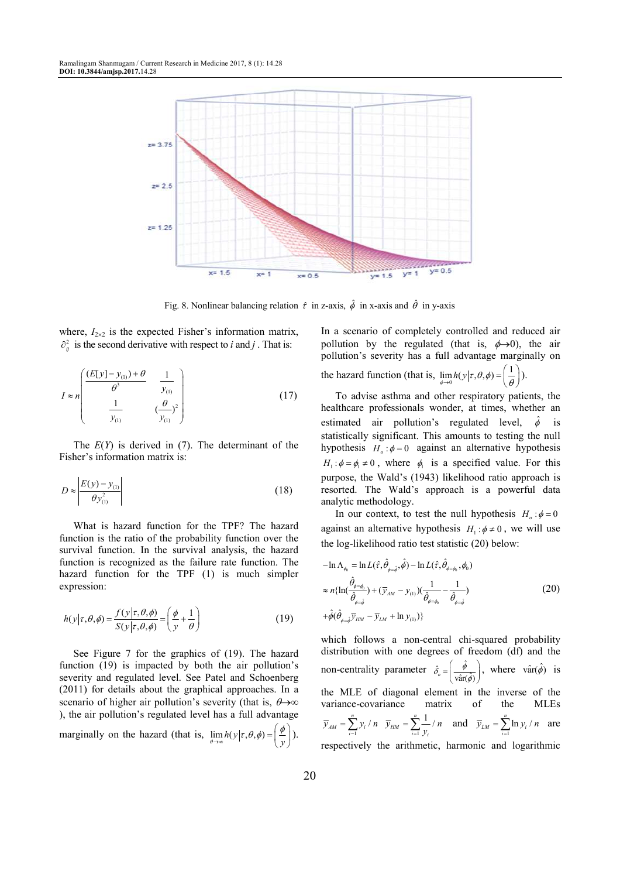Fig. 8. Nonlinear balancing relation $\hat{\tau}$ in z-axis, $\hat{\phi}$ in x-axis and $\hat{\theta}$ in y-axis

where, $I_{2\times 2}$ is the expected Fisher's information matrix, $\partial^2_{ij}$ is the second derivative with respect to $i$ and $j$. That is:

$$I \approx n\begin{pmatrix} \frac{(E[y]-y_{(1)})+\theta}{\theta^3} & \frac{1}{y_{(1)}} \\ \frac{1}{y_{(1)}} & (\frac{\theta}{y_{(1)}})^2 \end{pmatrix} \tag{17}$$

The $E(Y)$ is derived in (7). The determinant of the Fisher's information matrix is:

$$D \approx \left| \frac{E(y)-y_{(1)}}{\theta y_{(1)}^2} \right| \tag{18}$$

What is hazard function for the TPF? The hazard function is the ratio of the probability function over the survival function. In the survival analysis, the hazard function is recognized as the failure rate function. The hazard function for the TPF (1) is much simpler expression:

$$h(y|\tau,\theta,\phi) = \frac{f(y|\tau,\theta,\phi)}{S(y|\tau,\theta,\phi)} = \left(\frac{\phi}{y}+\frac{1}{\theta}\right) \tag{19}$$

See Figure 7 for the graphics of (19). The hazard function (19) is impacted by both the air pollution's severity and regulated level. See Patel and Schoenberg (2011) for details about the graphical approaches. In a scenario of higher air pollution's severity (that is, $\theta\to\infty$), the air pollution's regulated level has a full advantage marginally on the hazard (that is, $\lim_{\theta\to\infty} h(y|\tau,\theta,\phi) = \left(\frac{\phi}{y}\right)$).

In a scenario of completely controlled and reduced air pollution by the regulated (that is, $\phi\to 0$), the air pollution's severity has a full advantage marginally on the hazard function (that is, $\lim_{\phi\to 0} h(y|\tau,\theta,\phi) = \left(\frac{1}{\theta}\right)$).

To advise asthma and other respiratory patients, the healthcare professionals wonder, at times, whether an estimated air pollution's regulated level, $\hat{\phi}$ is statistically significant. This amounts to testing the null hypothesis $H_o:\phi=0$ against an alternative hypothesis $H_1:\phi=\phi_1\neq 0$, where $\phi_1$ is a specified value. For this purpose, the Wald's (1943) likelihood ratio approach is resorted. The Wald's approach is a powerful data analytic methodology.

In our context, to test the null hypothesis $H_o:\phi=0$ against an alternative hypothesis $H_1:\phi\neq 0$, we will use the log-likelihood ratio test statistic (20) below:

$$\begin{aligned} -\ln\Lambda_{\phi_0} &= \ln L(\hat{\tau},\hat{\theta}_{\phi=\hat{\phi}},\hat{\phi}) - \ln L(\hat{\tau},\hat{\theta}_{\phi=\phi_0},\phi_0) \\ &\approx n\{\ln(\frac{\hat{\theta}_{\phi=\phi_0}}{\hat{\theta}_{\phi=\hat{\phi}}}) + (\bar{y}_{AM}-y_{(1)})(\frac{1}{\hat{\theta}_{\phi=\phi_0}}-\frac{1}{\hat{\theta}_{\phi=\hat{\phi}}}) \\ &+\hat{\phi}(\hat{\theta}_{\phi=\hat{\phi}}\bar{y}_{HM}-\bar{y}_{LM}+\ln y_{(1)})\} \end{aligned} \tag{20}$$

which follows a non-central chi-squared probability distribution with one degrees of freedom (df) and the non-centrality parameter $\hat{\delta}_o = \left(\frac{\hat{\phi}}{\hat{\text{var}}(\hat{\phi})}\right)$, where $\hat{\text{var}}(\hat{\phi})$ is the MLE of diagonal element in the inverse of the variance-covariance matrix of the MLEs $\bar{y}_{AM} = \sum_{i=1}^{n} y_i/n$ $\bar{y}_{HM} = \sum_{i=1}^{n}\frac{1}{y_i}/n$ and $\bar{y}_{LM} = \sum_{i=1}^{n}\ln y_i/n$ are respectively the arithmetic, harmonic and logarithmic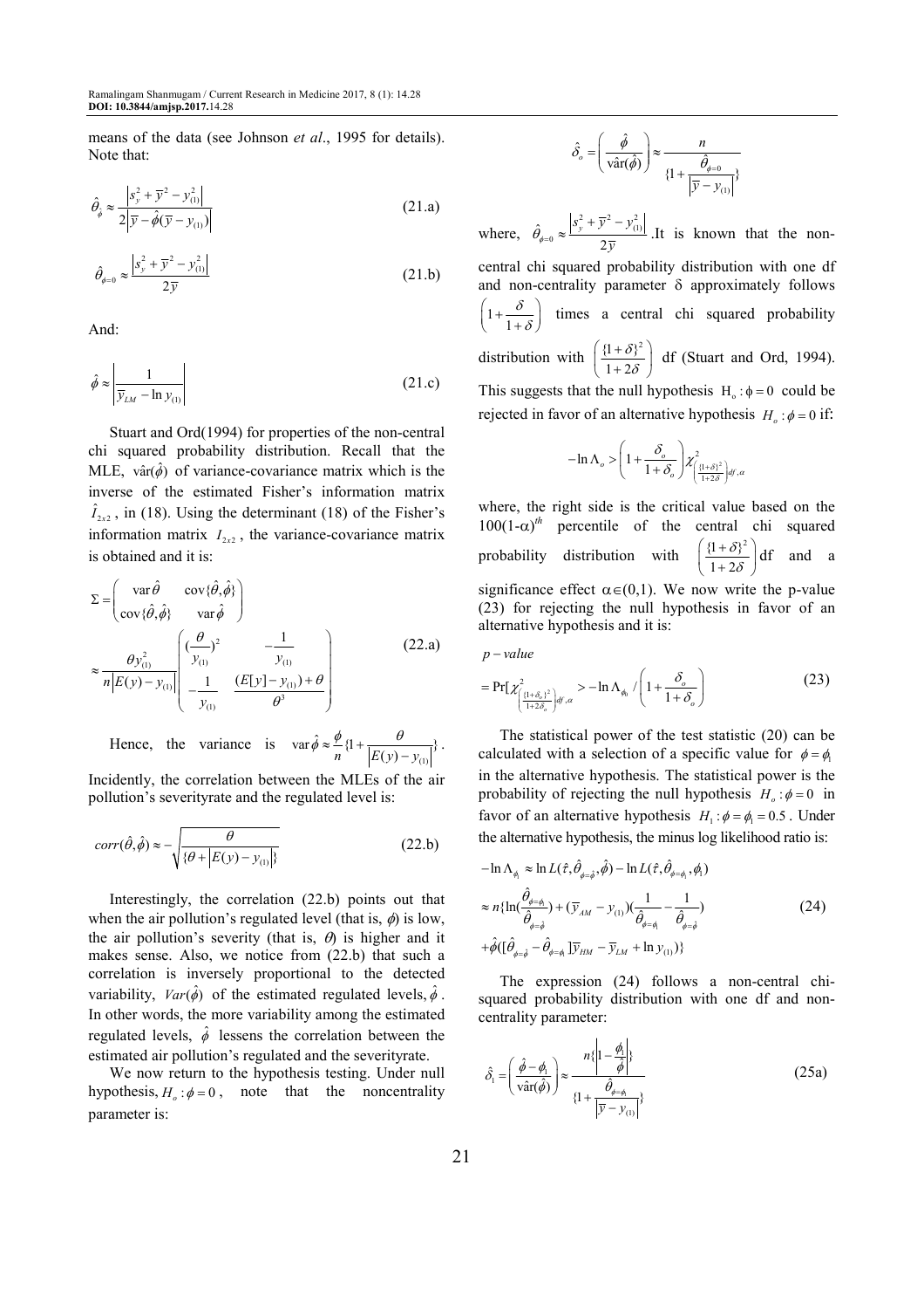means of the data (see Johnson *et al*., 1995 for details). Note that:

$$\hat{\theta}_{\phi} \approx \frac{\left|s_y^2 + \bar{y}^2 - y_{(1)}^2\right|}{2\left|\bar{y} - \hat{\phi}(\bar{y} - y_{(1)})\right|} \tag{21.a}$$

$$\hat{\theta}_{\phi=0} \approx \frac{\left|s_y^2 + \bar{y}^2 - y_{(1)}^2\right|}{2\bar{y}} \tag{21.b}$$

And:

$$\hat{\phi} \approx \left|\frac{1}{\bar{y}_{LM} - \ln y_{(1)}}\right| \tag{21.c}$$

Stuart and Ord(1994) for properties of the non-central chi squared probability distribution. Recall that the MLE, $\hat{\text{var}}(\hat{\phi})$ of variance-covariance matrix which is the inverse of the estimated Fisher's information matrix $\hat{I}_{2x2}$, in (18). Using the determinant (18) of the Fisher's information matrix $I_{2x2}$, the variance-covariance matrix is obtained and it is:

$$\Sigma = \begin{pmatrix} \text{var}\,\hat{\theta} & \text{cov}\{\hat{\theta},\hat{\phi}\} \\ \text{cov}\{\hat{\theta},\hat{\phi}\} & \text{var}\,\hat{\phi} \end{pmatrix} \approx \frac{\theta y_{(1)}^2}{n\left|E(y) - y_{(1)}\right|} \begin{pmatrix} (\frac{\theta}{y_{(1)}})^2 & -\frac{1}{y_{(1)}} \\ -\frac{1}{y_{(1)}} & \frac{(E[y] - y_{(1)}) + \theta}{\theta^3} \end{pmatrix} \tag{22.a}$$

Hence, the variance is $\text{var}\,\hat{\phi} \approx \frac{\phi}{n}\{1 + \frac{\theta}{\left|E(y) - y_{(1)}\right|}\}$. Incidently, the correlation between the MLEs of the air pollution's severityrate and the regulated level is:

$$corr(\hat{\theta},\hat{\phi}) \approx -\sqrt{\frac{\theta}{\{\theta + \left|E(y) - y_{(1)}\right|\}}} \tag{22.b}$$

Interestingly, the correlation (22.b) points out that when the air pollution's regulated level (that is, $\phi$) is low, the air pollution's severity (that is, $\theta$) is higher and it makes sense. Also, we notice from (22.b) that such a correlation is inversely proportional to the detected variability, $Var(\hat{\phi})$ of the estimated regulated levels, $\hat{\phi}$. In other words, the more variability among the estimated regulated levels, $\hat{\phi}$ lessens the correlation between the estimated air pollution's regulated and the severityrate.

We now return to the hypothesis testing. Under null hypothesis, $H_o: \phi = 0$, note that the noncentrality parameter is:

$$\hat{\delta}_o = \left(\frac{\hat{\phi}}{\hat{\text{var}}(\hat{\phi})}\right) \approx \frac{n}{\{1 + \frac{\hat{\theta}_{\phi=0}}{\left|\bar{y} - y_{(1)}\right|}\}}$$

where, $\hat{\theta}_{\phi=0} \approx \frac{\left|s_y^2 + \bar{y}^2 - y_{(1)}^2\right|}{2\bar{y}}$. It is known that the non-central chi squared probability distribution with one df and non-centrality parameter $\delta$ approximately follows $\left(1 + \frac{\delta}{1+\delta}\right)$ times a central chi squared probability distribution with $\left(\frac{\{1+\delta\}^2}{1+2\delta}\right)$ df (Stuart and Ord, 1994). This suggests that the null hypothesis $H_o: \phi = 0$ could be rejected in favor of an alternative hypothesis $H_o: \phi = 0$ if:

$$-\ln \Lambda_o > \left(1 + \frac{\delta_o}{1+\delta_o}\right)\chi^2_{\left(\frac{\{1+\delta\}^2}{1+2\delta}\right)df,\alpha}$$

where, the right side is the critical value based on the $100(1\text{-}\alpha)^{th}$ percentile of the central chi squared probability distribution with $\left(\frac{\{1+\delta\}^2}{1+2\delta}\right)$df and a significance effect $\alpha \in (0,1)$. We now write the p-value (23) for rejecting the null hypothesis in favor of an alternative hypothesis and it is:

$$p - value = \Pr[\chi^2_{\left(\frac{\{1+\delta_o\}^2}{1+2\delta_o}\right)df,\alpha} > -\ln \Lambda_{\phi_0} / \left(1 + \frac{\delta_o}{1+\delta_o}\right) \tag{23}$$

The statistical power of the test statistic (20) can be calculated with a selection of a specific value for $\phi = \phi_1$ in the alternative hypothesis. The statistical power is the probability of rejecting the null hypothesis $H_o: \phi = 0$ in favor of an alternative hypothesis $H_1: \phi = \phi_1 = 0.5$. Under the alternative hypothesis, the minus log likelihood ratio is:

$$\begin{aligned} -\ln \Lambda_{\phi_1} &\approx \ln L(\hat{\tau}, \hat{\theta}_{\phi=\hat{\phi}}, \hat{\phi}) - \ln L(\hat{\tau}, \hat{\theta}_{\phi=\phi_1}, \phi_1) \\ &\approx n\{\ln(\frac{\hat{\theta}_{\phi=\phi_1}}{\hat{\theta}_{\phi=\hat{\phi}}}) + (\bar{y}_{AM} - y_{(1)})(\frac{1}{\hat{\theta}_{\phi=\phi_1}} - \frac{1}{\hat{\theta}_{\phi=\hat{\phi}}}) \\ &+ \hat{\phi}([\hat{\theta}_{\phi=\hat{\phi}} - \hat{\theta}_{\phi=\phi_1}]\bar{y}_{HM} - \bar{y}_{LM} + \ln y_{(1)})\} \end{aligned} \tag{24}$$

The expression (24) follows a non-central chi-squared probability distribution with one df and non-centrality parameter:

$$\hat{\delta}_1 = \left(\frac{\hat{\phi} - \phi_1}{\hat{\text{var}}(\hat{\phi})}\right) \approx \frac{n\left\{\left|1 - \frac{\phi_1}{\hat{\phi}}\right|\right\}}{\{1 + \frac{\hat{\theta}_{\phi=\phi_1}}{\left|\bar{y} - y_{(1)}\right|}\}} \tag{25a}$$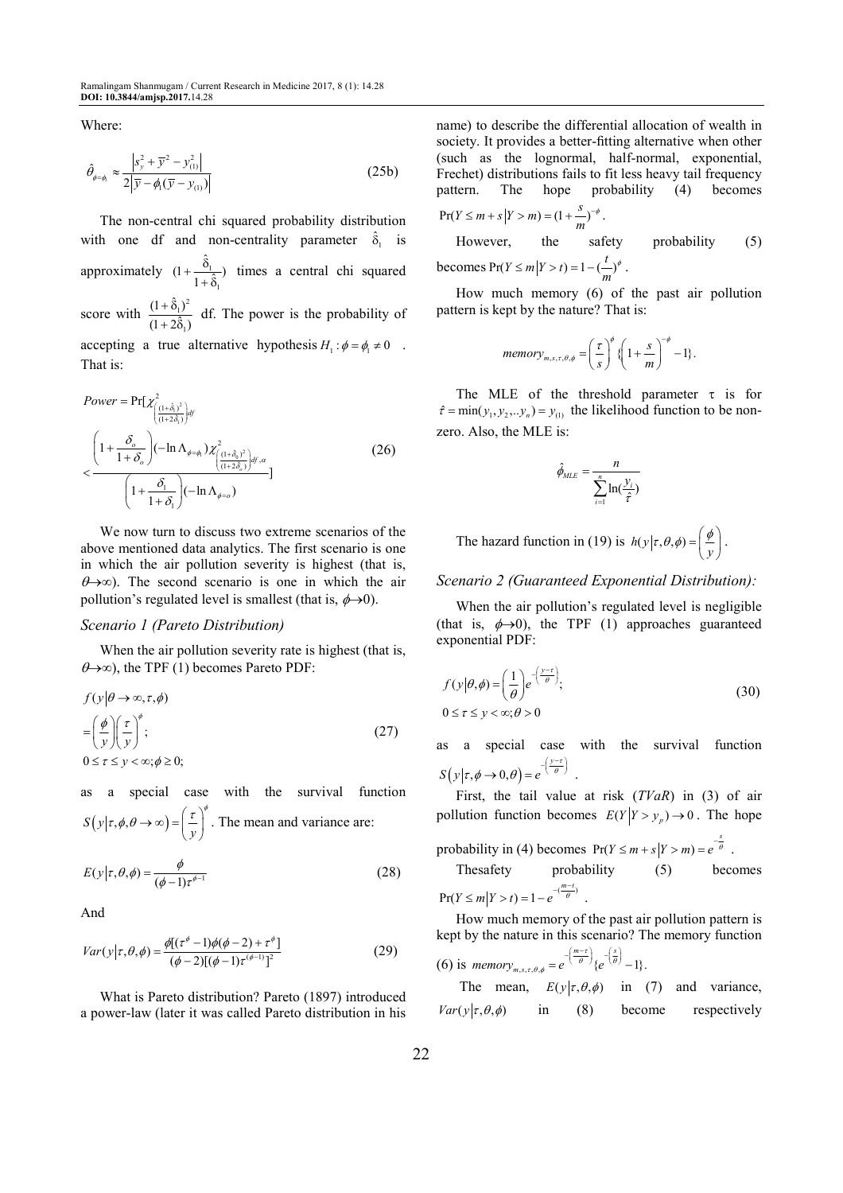Where:

$$\hat{\theta}_{\phi=\phi_1} \approx \frac{\left|s_y^2 + \bar{y}^2 - y_{(1)}^2\right|}{2\left|\bar{y} - \phi_1(\bar{y} - y_{(1)})\right|} \tag{25b}$$

The non-central chi squared probability distribution with one df and non-centrality parameter $\hat{\delta}_1$ is approximately $(1+\frac{\hat{\delta}_1}{1+\hat{\delta}_1})$ times a central chi squared score with $\frac{(1+\hat{\delta}_1)^2}{(1+2\hat{\delta}_1)}$ df. The power is the probability of accepting a true alternative hypothesis $H_1: \phi = \phi_1 \neq 0$. That is:

$$Power = \Pr[\chi^2_{\left(\frac{(1+\hat{\delta}_1)^2}{(1+2\hat{\delta}_1)}\right)df} < \frac{\left(1+\frac{\delta_o}{1+\delta_o}\right)(-\ln\Lambda_{\phi=\phi_1})\chi^2_{\left(\frac{(1+\delta_0)^2}{(1+2\delta_o)}\right)df,\alpha}}{\left(1+\frac{\delta_1}{1+\delta_1}\right)(-\ln\Lambda_{\phi=o})}] \tag{26}$$

We now turn to discuss two extreme scenarios of the above mentioned data analytics. The first scenario is one in which the air pollution severity is highest (that is, $\theta \to \infty$). The second scenario is one in which the air pollution's regulated level is smallest (that is, $\phi \to 0$).

### *Scenario 1 (Pareto Distribution)*

When the air pollution severity rate is highest (that is, $\theta \to \infty$), the TPF (1) becomes Pareto PDF:

$$f(y|\theta \to \infty, \tau, \phi) = \left(\frac{\phi}{y}\right)\left(\frac{\tau}{y}\right)^{\phi}; \quad 0 \le \tau \le y < \infty; \phi \ge 0; \tag{27}$$

as a special case with the survival function $S(y|\tau,\phi,\theta \to \infty) = \left(\frac{\tau}{y}\right)^{\phi}$. The mean and variance are:

$$E(y|\tau,\theta,\phi) = \frac{\phi}{(\phi-1)\tau^{\phi-1}} \tag{28}$$

And

$$Var(y|\tau,\theta,\phi) = \frac{\phi[(\tau^{\phi}-1)\phi(\phi-2)+\tau^{\phi}]}{(\phi-2)[(\phi-1)\tau^{(\phi-1)}]^2} \tag{29}$$

What is Pareto distribution? Pareto (1897) introduced a power-law (later it was called Pareto distribution in his name) to describe the differential allocation of wealth in society. It provides a better-fitting alternative when other (such as the lognormal, half-normal, exponential, Frechet) distributions fails to fit less heavy tail frequency pattern. The hope probability (4) becomes $\Pr(Y \le m+s | Y > m) = (1+\frac{s}{m})^{-\phi}$.

However, the safety probability (5) becomes $\Pr(Y \le m | Y > t) = 1-(\frac{t}{m})^{\phi}$.

How much memory (6) of the past air pollution pattern is kept by the nature? That is:

$$memory_{m,s,\tau,\theta,\phi} = \left(\frac{\tau}{s}\right)^{\phi}\{\left(1+\frac{s}{m}\right)^{-\phi} - 1\}.$$

The MLE of the threshold parameter $\tau$ is for $\hat{\tau} = \min(y_1, y_2, .. y_n) = y_{(1)}$ the likelihood function to be non-zero. Also, the MLE is:

$$\hat{\phi}_{MLE} = \frac{n}{\sum_{i=1}^{n}\ln(\frac{y_i}{\hat{\tau}})}$$

The hazard function in (19) is $h(y|\tau,\theta,\phi) = \left(\frac{\phi}{y}\right)$.

### *Scenario 2 (Guaranteed Exponential Distribution):*

When the air pollution's regulated level is negligible (that is, $\phi \to 0$), the TPF (1) approaches guaranteed exponential PDF:

$$f(y|\theta,\phi) = \left(\frac{1}{\theta}\right)e^{-\left(\frac{y-\tau}{\theta}\right)}; \quad 0 \le \tau \le y < \infty; \theta > 0 \tag{30}$$

as a special case with the survival function $S(y|\tau,\phi \to 0,\theta) = e^{-\left(\frac{y-\tau}{\theta}\right)}$.

First, the tail value at risk (*TVaR*) in (3) of air pollution function becomes $E(Y|Y > y_p) \to 0$. The hope probability in (4) becomes $\Pr(Y \le m+s | Y > m) = e^{-\frac{s}{\theta}}$.

The safety probability (5) becomes $\Pr(Y \le m | Y > t) = 1-e^{-(\frac{m-t}{\theta})}$.

How much memory of the past air pollution pattern is kept by the nature in this scenario? The memory function (6) is $memory_{m,s,\tau,\theta,\phi} = e^{-\left(\frac{m-\tau}{\theta}\right)}\{e^{-\left(\frac{s}{\theta}\right)} - 1\}$.

The mean, $E(y|\tau,\theta,\phi)$ in (7) and variance, $Var(y|\tau,\theta,\phi)$ in (8) become respectively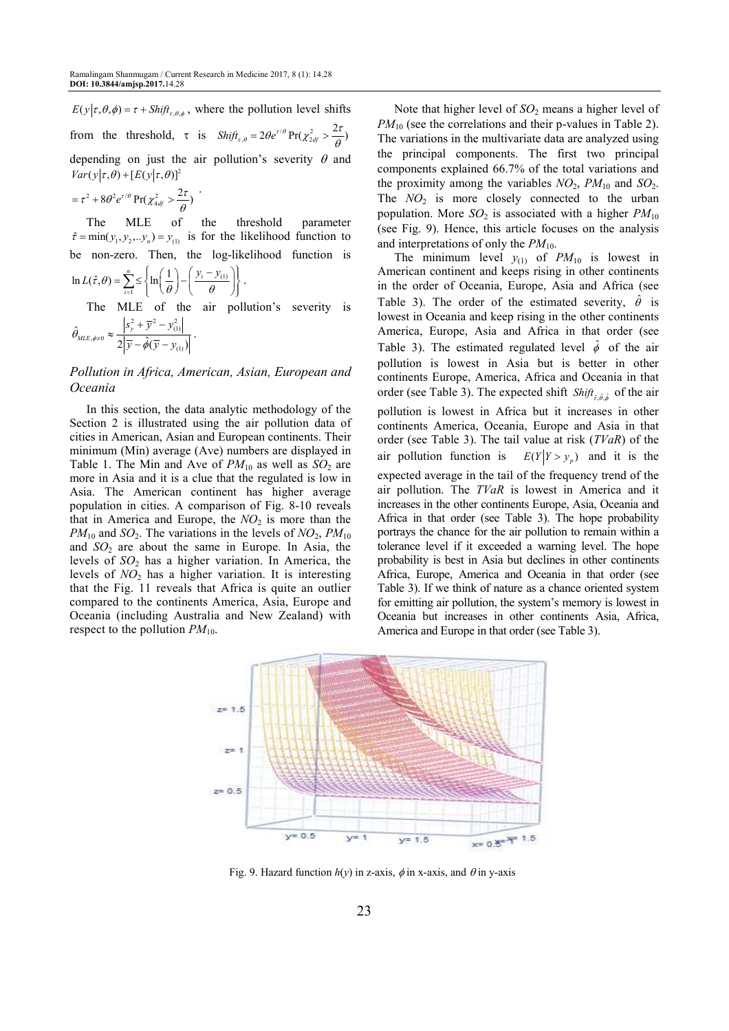$E(y|\tau,\theta,\phi) = \tau + Shift_{\tau,\theta,\phi}$, where the pollution level shifts from the threshold, τ is $Shift_{\tau,\theta} = 2\theta e^{\tau/\theta} \Pr(\chi^2_{2df} > \frac{2\tau}{\theta})$ depending on just the air pollution's severity $\theta$ and $Var(y|\tau,\theta) + [E(y|\tau,\theta)]^2$

$= \tau^2 + 8\theta^2 e^{\tau/\theta} \Pr(\chi^2_{4df} > \frac{2\tau}{\theta})$ .

The MLE of the threshold parameter $\hat{\tau} = \min(y_1, y_2, .. y_n) = y_{(1)}$ is for the likelihood function to be non-zero. Then, the log-likelihood function is $\ln L(\hat{\tau},\theta) = \sum_{i=1}^{n} \leq \left\{ \ln\left(\frac{1}{\theta}\right) - \left(\frac{y_i - y_{(1)}}{\theta}\right) \right\}$.

The MLE of the air pollution's severity is $\hat{\theta}_{MLE,\phi\neq 0} \approx \frac{\left|s_y^2 + \bar{y}^2 - y_{(1)}^2\right|}{2\left|\bar{y} - \hat{\phi}(\bar{y} - y_{(1)})\right|}$.

### *Pollution in Africa, American, Asian, European and Oceania*

In this section, the data analytic methodology of the Section 2 is illustrated using the air pollution data of cities in American, Asian and European continents. Their minimum (Min) average (Ave) numbers are displayed in Table 1. The Min and Ave of $PM_{10}$ as well as $SO_2$ are more in Asia and it is a clue that the regulated is low in Asia. The American continent has higher average population in cities. A comparison of Fig. 8-10 reveals that in America and Europe, the $NO_2$ is more than the $PM_{10}$ and $SO_2$. The variations in the levels of $NO_2$, $PM_{10}$ and $SO_2$ are about the same in Europe. In Asia, the levels of $SO_2$ has a higher variation. In America, the levels of $NO_2$ has a higher variation. It is interesting that the Fig. 11 reveals that Africa is quite an outlier compared to the continents America, Asia, Europe and Oceania (including Australia and New Zealand) with respect to the pollution $PM_{10}$.

Note that higher level of $SO_2$ means a higher level of $PM_{10}$ (see the correlations and their p-values in Table 2). The variations in the multivariate data are analyzed using the principal components. The first two principal components explained 66.7% of the total variations and the proximity among the variables $NO_2$, $PM_{10}$ and $SO_2$. The $NO_2$ is more closely connected to the urban population. More $SO_2$ is associated with a higher $PM_{10}$ (see Fig. 9). Hence, this article focuses on the analysis and interpretations of only the $PM_{10}$.

The minimum level $y_{(1)}$ of $PM_{10}$ is lowest in American continent and keeps rising in other continents in the order of Oceania, Europe, Asia and Africa (see Table 3). The order of the estimated severity, $\hat{\theta}$ is lowest in Oceania and keep rising in the other continents America, Europe, Asia and Africa in that order (see Table 3). The estimated regulated level $\hat{\phi}$ of the air pollution is lowest in Asia but is better in other continents Europe, America, Africa and Oceania in that order (see Table 3). The expected shift $Shift_{\hat{\tau},\hat{\theta},\hat{\phi}}$ of the air pollution is lowest in Africa but it increases in other continents America, Oceania, Europe and Asia in that order (see Table 3). The tail value at risk (*TVaR*) of the air pollution function is $E(Y|Y > y_p)$ and it is the expected average in the tail of the frequency trend of the air pollution. The *TVaR* is lowest in America and it increases in the other continents Europe, Asia, Oceania and Africa in that order (see Table 3). The hope probability portrays the chance for the air pollution to remain within a tolerance level if it exceeded a warning level. The hope probability is best in Asia but declines in other continents Africa, Europe, America and Oceania in that order (see Table 3). If we think of nature as a chance oriented system for emitting air pollution, the system's memory is lowest in Oceania but increases in other continents Asia, Africa, America and Europe in that order (see Table 3).

Fig. 9. Hazard function $h(y)$ in z-axis, $\phi$ in x-axis, and $\theta$ in y-axis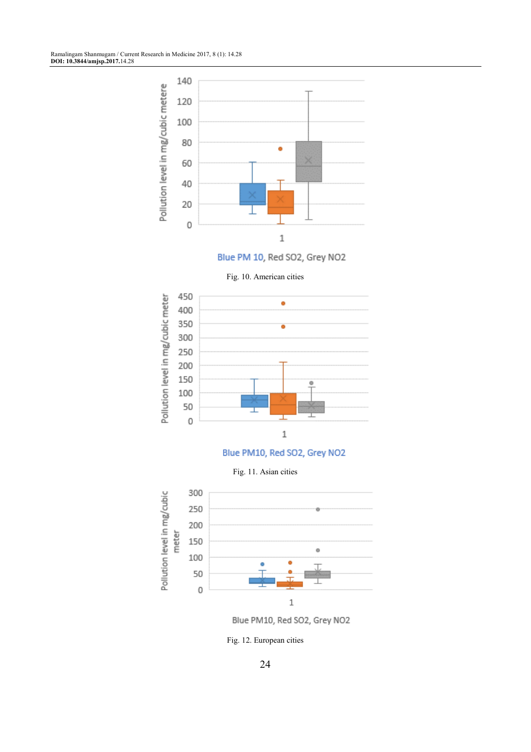Blue PM 10, Red SO2, Grey NO2

Fig. 10. American cities

Blue PM10, Red SO2, Grey NO2

Fig. 11. Asian cities

Blue PM10, Red SO2, Grey NO2

Fig. 12. European cities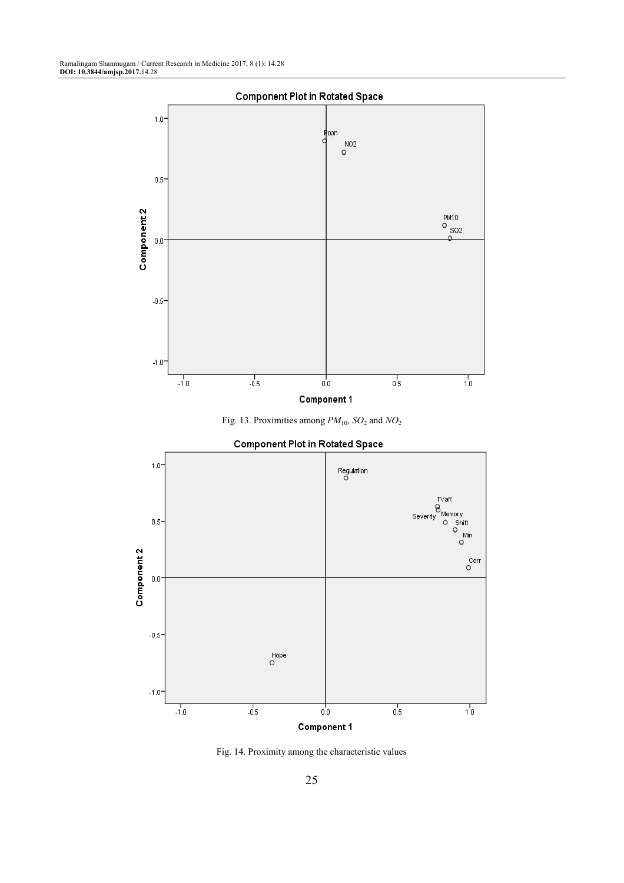Fig. 13. Proximities among $PM_{10}$, $SO_2$ and $NO_2$

Fig. 14. Proximity among the characteristic values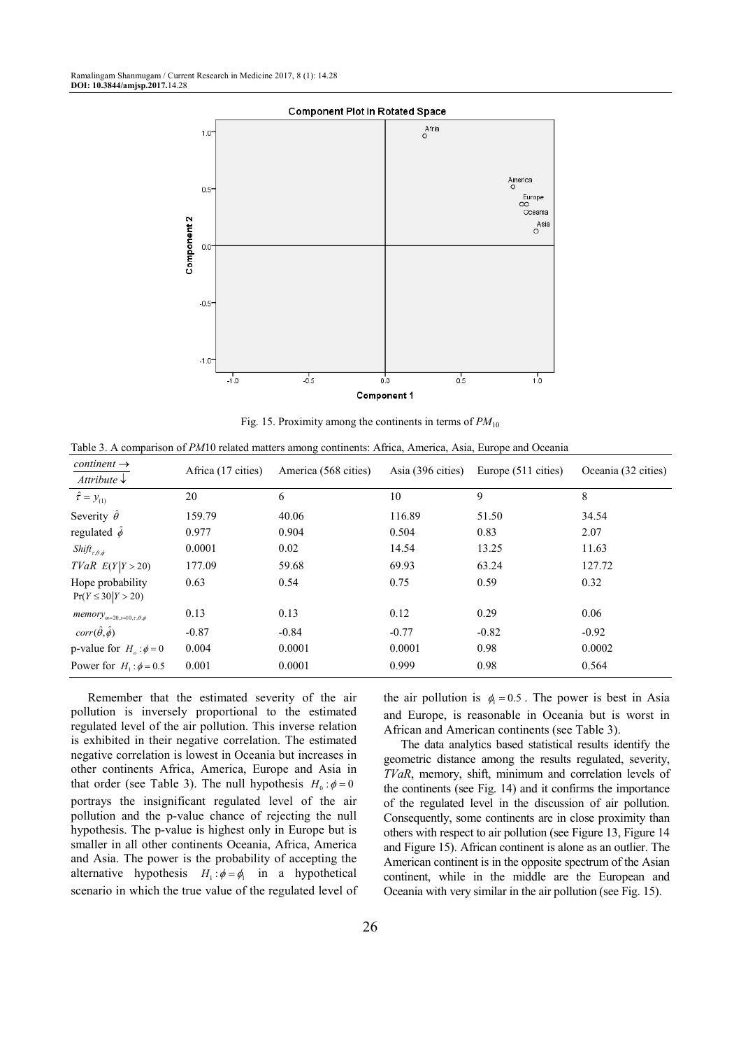Fig. 15. Proximity among the continents in terms of $PM_{10}$

Table 3. A comparison of *PM*10 related matters among continents: Africa, America, Asia, Europe and Oceania

| *continent* → / *Attribute* ↓ | Africa (17 cities) | America (568 cities) | Asia (396 cities) | Europe (511 cities) | Oceania (32 cities) |
|---|---|---|---|---|---|
| $\hat{\tau} = y_{(1)}$ | 20 | 6 | 10 | 9 | 8 |
| Severity $\hat{\theta}$ | 159.79 | 40.06 | 116.89 | 51.50 | 34.54 |
| regulated $\hat{\phi}$ | 0.977 | 0.904 | 0.504 | 0.83 | 2.07 |
| $Shift_{\tau,\theta,\phi}$ | 0.0001 | 0.02 | 14.54 | 13.25 | 11.63 |
| *TVaR* $E(Y \mid Y > 20)$ | 177.09 | 59.68 | 69.93 | 63.24 | 127.72 |
| Hope probability $\Pr(Y \le 30 \mid Y > 20)$ | 0.63 | 0.54 | 0.75 | 0.59 | 0.32 |
| $memory_{m=20,s=10,\tau,\theta,\phi}$ | 0.13 | 0.13 | 0.12 | 0.29 | 0.06 |
| $corr(\hat{\theta},\hat{\phi})$ | -0.87 | -0.84 | -0.77 | -0.82 | -0.92 |
| p-value for $H_o : \phi = 0$ | 0.004 | 0.0001 | 0.0001 | 0.98 | 0.0002 |
| Power for $H_1 : \phi = 0.5$ | 0.001 | 0.0001 | 0.999 | 0.98 | 0.564 |

Remember that the estimated severity of the air pollution is inversely proportional to the estimated regulated level of the air pollution. This inverse relation is exhibited in their negative correlation. The estimated negative correlation is lowest in Oceania but increases in other continents Africa, America, Europe and Asia in that order (see Table 3). The null hypothesis $H_0 : \phi = 0$ portrays the insignificant regulated level of the air pollution and the p-value chance of rejecting the null hypothesis. The p-value is highest only in Europe but is smaller in all other continents Oceania, Africa, America and Asia. The power is the probability of accepting the alternative hypothesis $H_1 : \phi = \phi_1$ in a hypothetical scenario in which the true value of the regulated level of the air pollution is $\phi_1 = 0.5$. The power is best in Asia and Europe, is reasonable in Oceania but is worst in African and American continents (see Table 3).

The data analytics based statistical results identify the geometric distance among the results regulated, severity, *TVaR*, memory, shift, minimum and correlation levels of the continents (see Fig. 14) and it confirms the importance of the regulated level in the discussion of air pollution. Consequently, some continents are in close proximity than others with respect to air pollution (see Figure 13, Figure 14 and Figure 15). African continent is alone as an outlier. The American continent is in the opposite spectrum of the Asian continent, while in the middle are the European and Oceania with very similar in the air pollution (see Fig. 15).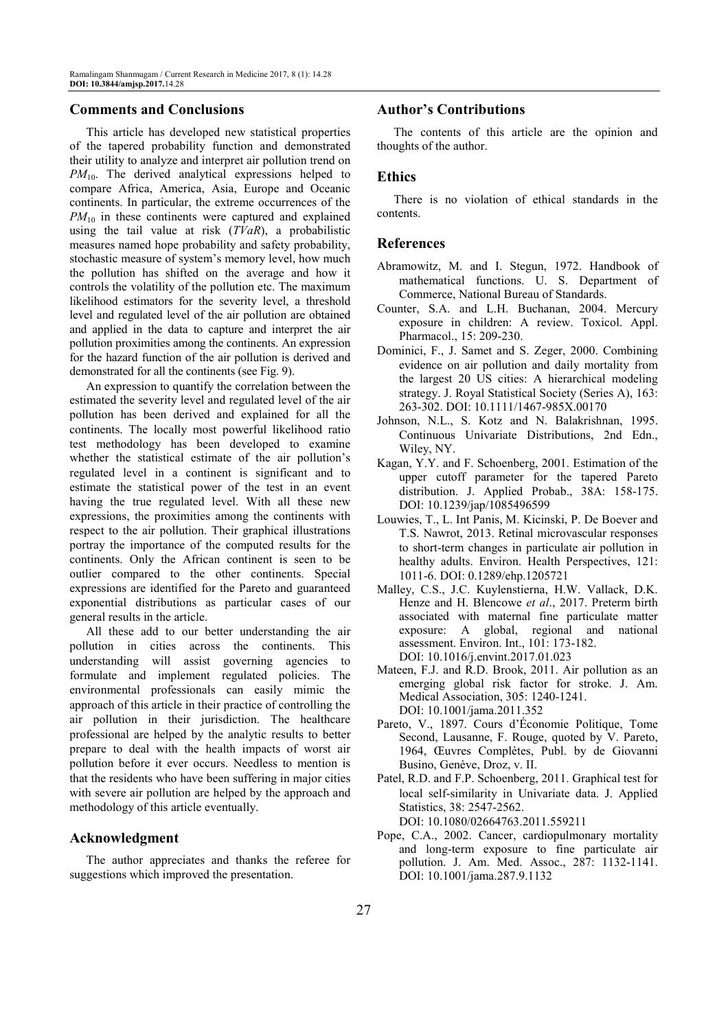## Comments and Conclusions

This article has developed new statistical properties of the tapered probability function and demonstrated their utility to analyze and interpret air pollution trend on $PM_{10}$. The derived analytical expressions helped to compare Africa, America, Asia, Europe and Oceanic continents. In particular, the extreme occurrences of the $PM_{10}$ in these continents were captured and explained using the tail value at risk (*TVaR*), a probabilistic measures named hope probability and safety probability, stochastic measure of system's memory level, how much the pollution has shifted on the average and how it controls the volatility of the pollution etc. The maximum likelihood estimators for the severity level, a threshold level and regulated level of the air pollution are obtained and applied in the data to capture and interpret the air pollution proximities among the continents. An expression for the hazard function of the air pollution is derived and demonstrated for all the continents (see Fig. 9).

An expression to quantify the correlation between the estimated the severity level and regulated level of the air pollution has been derived and explained for all the continents. The locally most powerful likelihood ratio test methodology has been developed to examine whether the statistical estimate of the air pollution's regulated level in a continent is significant and to estimate the statistical power of the test in an event having the true regulated level. With all these new expressions, the proximities among the continents with respect to the air pollution. Their graphical illustrations portray the importance of the computed results for the continents. Only the African continent is seen to be outlier compared to the other continents. Special expressions are identified for the Pareto and guaranteed exponential distributions as particular cases of our general results in the article.

All these add to our better understanding the air pollution in cities across the continents. This understanding will assist governing agencies to formulate and implement regulated policies. The environmental professionals can easily mimic the approach of this article in their practice of controlling the air pollution in their jurisdiction. The healthcare professional are helped by the analytic results to better prepare to deal with the health impacts of worst air pollution before it ever occurs. Needless to mention is that the residents who have been suffering in major cities with severe air pollution are helped by the approach and methodology of this article eventually.

## Acknowledgment

The author appreciates and thanks the referee for suggestions which improved the presentation.

## Author's Contributions

The contents of this article are the opinion and thoughts of the author.

## Ethics

There is no violation of ethical standards in the contents.

## References

Abramowitz, M. and I. Stegun, 1972. Handbook of mathematical functions. U. S. Department of Commerce, National Bureau of Standards.

Counter, S.A. and L.H. Buchanan, 2004. Mercury exposure in children: A review. Toxicol. Appl. Pharmacol., 15: 209-230.

Dominici, F., J. Samet and S. Zeger, 2000. Combining evidence on air pollution and daily mortality from the largest 20 US cities: A hierarchical modeling strategy. J. Royal Statistical Society (Series A), 163: 263-302. DOI: 10.1111/1467-985X.00170

Johnson, N.L., S. Kotz and N. Balakrishnan, 1995. Continuous Univariate Distributions, 2nd Edn., Wiley, NY.

Kagan, Y.Y. and F. Schoenberg, 2001. Estimation of the upper cutoff parameter for the tapered Pareto distribution. J. Applied Probab., 38A: 158-175. DOI: 10.1239/jap/1085496599

Louwies, T., L. Int Panis, M. Kicinski, P. De Boever and T.S. Nawrot, 2013. Retinal microvascular responses to short-term changes in particulate air pollution in healthy adults. Environ. Health Perspectives, 121: 1011-6. DOI: 0.1289/ehp.1205721

Malley, C.S., J.C. Kuylenstierna, H.W. Vallack, D.K. Henze and H. Blencowe *et al*., 2017. Preterm birth associated with maternal fine particulate matter exposure: A global, regional and national assessment. Environ. Int., 101: 173-182. DOI: 10.1016/j.envint.2017.01.023

Mateen, F.J. and R.D. Brook, 2011. Air pollution as an emerging global risk factor for stroke. J. Am. Medical Association, 305: 1240-1241. DOI: 10.1001/jama.2011.352

Pareto, V., 1897. Cours d'Économie Politique, Tome Second, Lausanne, F. Rouge, quoted by V. Pareto, 1964, Œuvres Complètes, Publ. by de Giovanni Busino, Genève, Droz, v. II.

Patel, R.D. and F.P. Schoenberg, 2011. Graphical test for local self-similarity in Univariate data. J. Applied Statistics, 38: 2547-2562. DOI: 10.1080/02664763.2011.559211

Pope, C.A., 2002. Cancer, cardiopulmonary mortality and long-term exposure to fine particulate air pollution. J. Am. Med. Assoc., 287: 1132-1141. DOI: 10.1001/jama.287.9.1132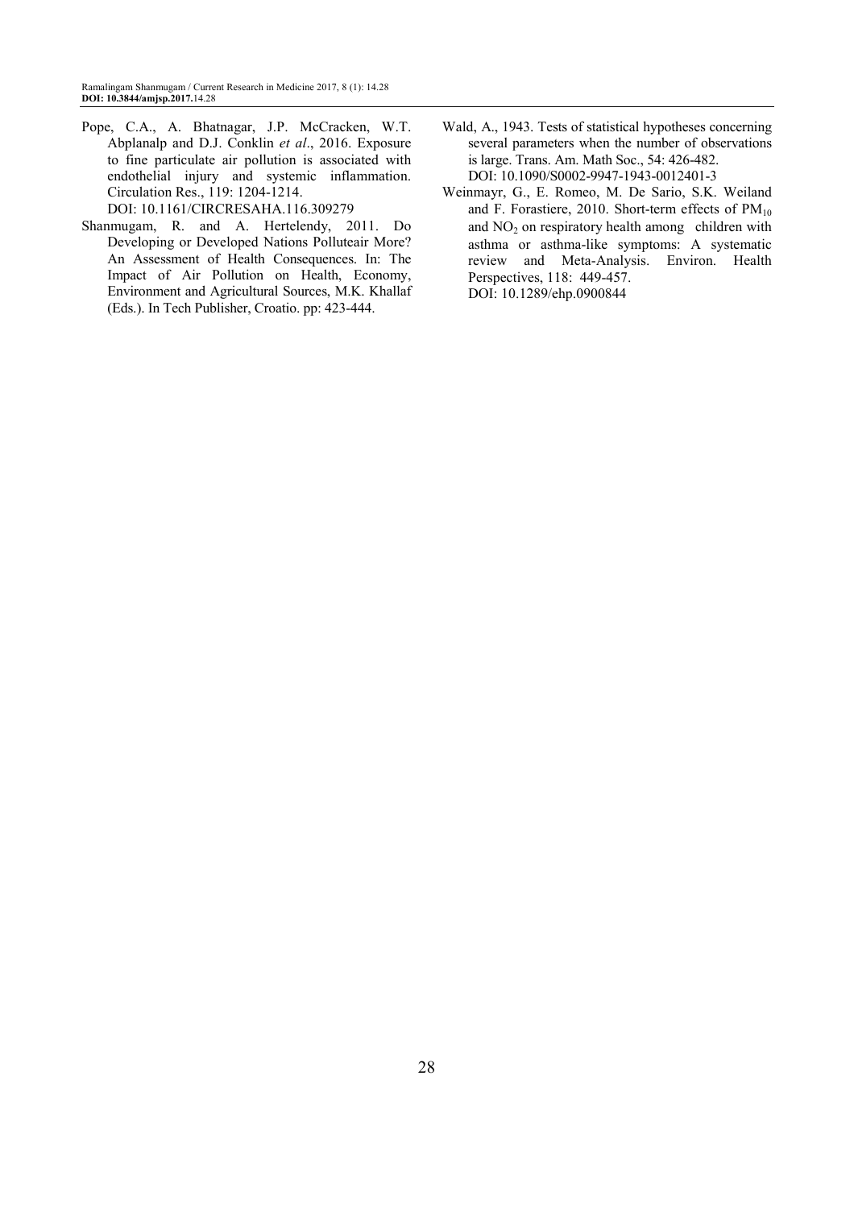Pope, C.A., A. Bhatnagar, J.P. McCracken, W.T. Abplanalp and D.J. Conklin *et al*., 2016. Exposure to fine particulate air pollution is associated with endothelial injury and systemic inflammation. Circulation Res., 119: 1204-1214. DOI: 10.1161/CIRCRESAHA.116.309279

Shanmugam, R. and A. Hertelendy, 2011. Do Developing or Developed Nations Polluteair More? An Assessment of Health Consequences. In: The Impact of Air Pollution on Health, Economy, Environment and Agricultural Sources, M.K. Khallaf (Eds.). In Tech Publisher, Croatio. pp: 423-444.

Wald, A., 1943. Tests of statistical hypotheses concerning several parameters when the number of observations is large. Trans. Am. Math Soc., 54: 426-482. DOI: 10.1090/S0002-9947-1943-0012401-3

Weinmayr, G., E. Romeo, M. De Sario, S.K. Weiland and F. Forastiere, 2010. Short-term effects of $PM_{10}$ and $NO_2$ on respiratory health among children with asthma or asthma-like symptoms: A systematic review and Meta-Analysis. Environ. Health Perspectives, 118: 449-457. DOI: 10.1289/ehp.0900844